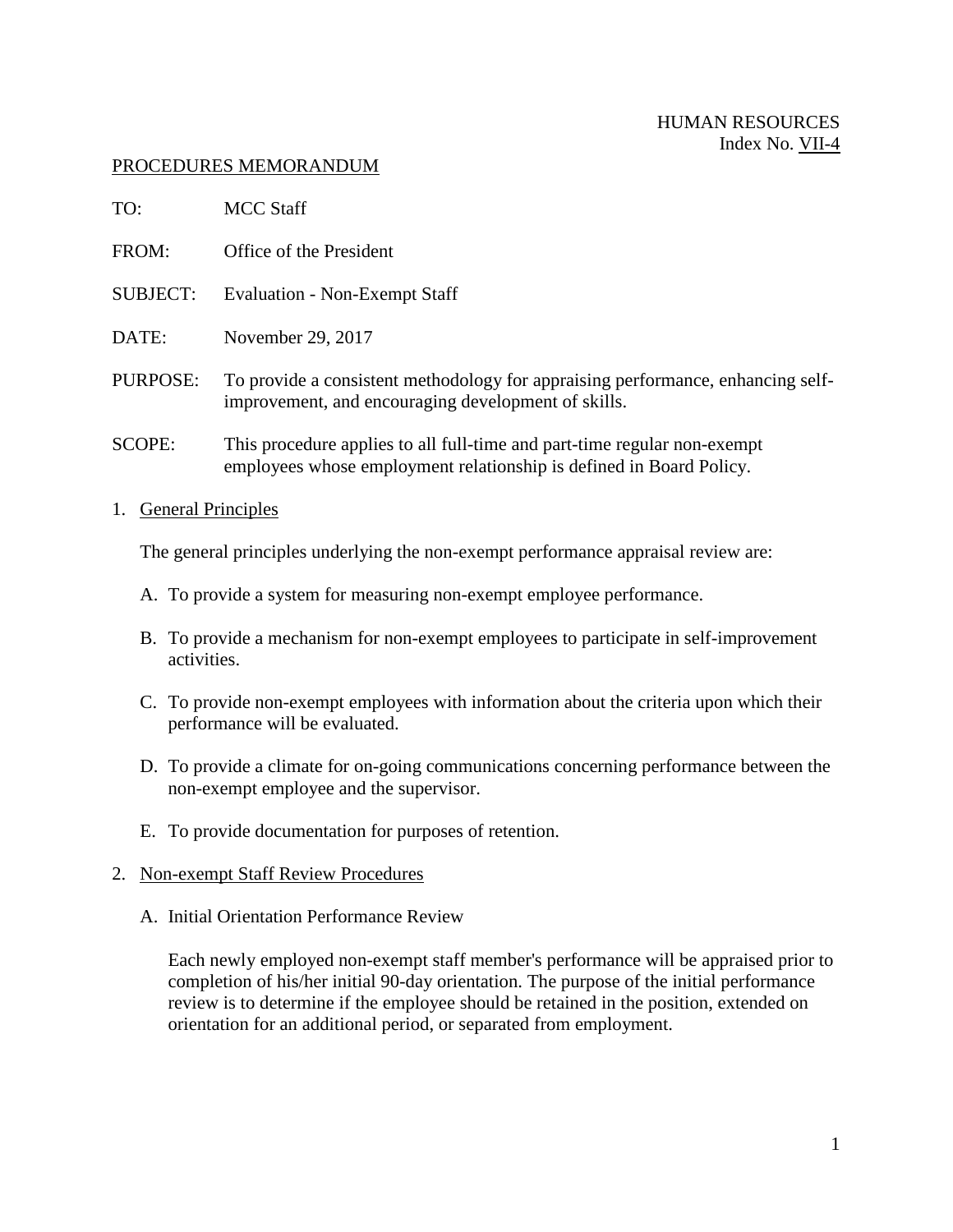HUMAN RESOURCES
Index No. VII-4

PROCEDURES MEMORANDUM

TO: MCC Staff

FROM: Office of the President

SUBJECT: Evaluation - Non-Exempt Staff

DATE: November 29, 2017

PURPOSE: To provide a consistent methodology for appraising performance, enhancing self-improvement, and encouraging development of skills.

SCOPE: This procedure applies to all full-time and part-time regular non-exempt employees whose employment relationship is defined in Board Policy.

1. General Principles

   The general principles underlying the non-exempt performance appraisal review are:

   A. To provide a system for measuring non-exempt employee performance.

   B. To provide a mechanism for non-exempt employees to participate in self-improvement activities.

   C. To provide non-exempt employees with information about the criteria upon which their performance will be evaluated.

   D. To provide a climate for on-going communications concerning performance between the non-exempt employee and the supervisor.

   E. To provide documentation for purposes of retention.

2. Non-exempt Staff Review Procedures

   A. Initial Orientation Performance Review

      Each newly employed non-exempt staff member's performance will be appraised prior to completion of his/her initial 90-day orientation. The purpose of the initial performance review is to determine if the employee should be retained in the position, extended on orientation for an additional period, or separated from employment.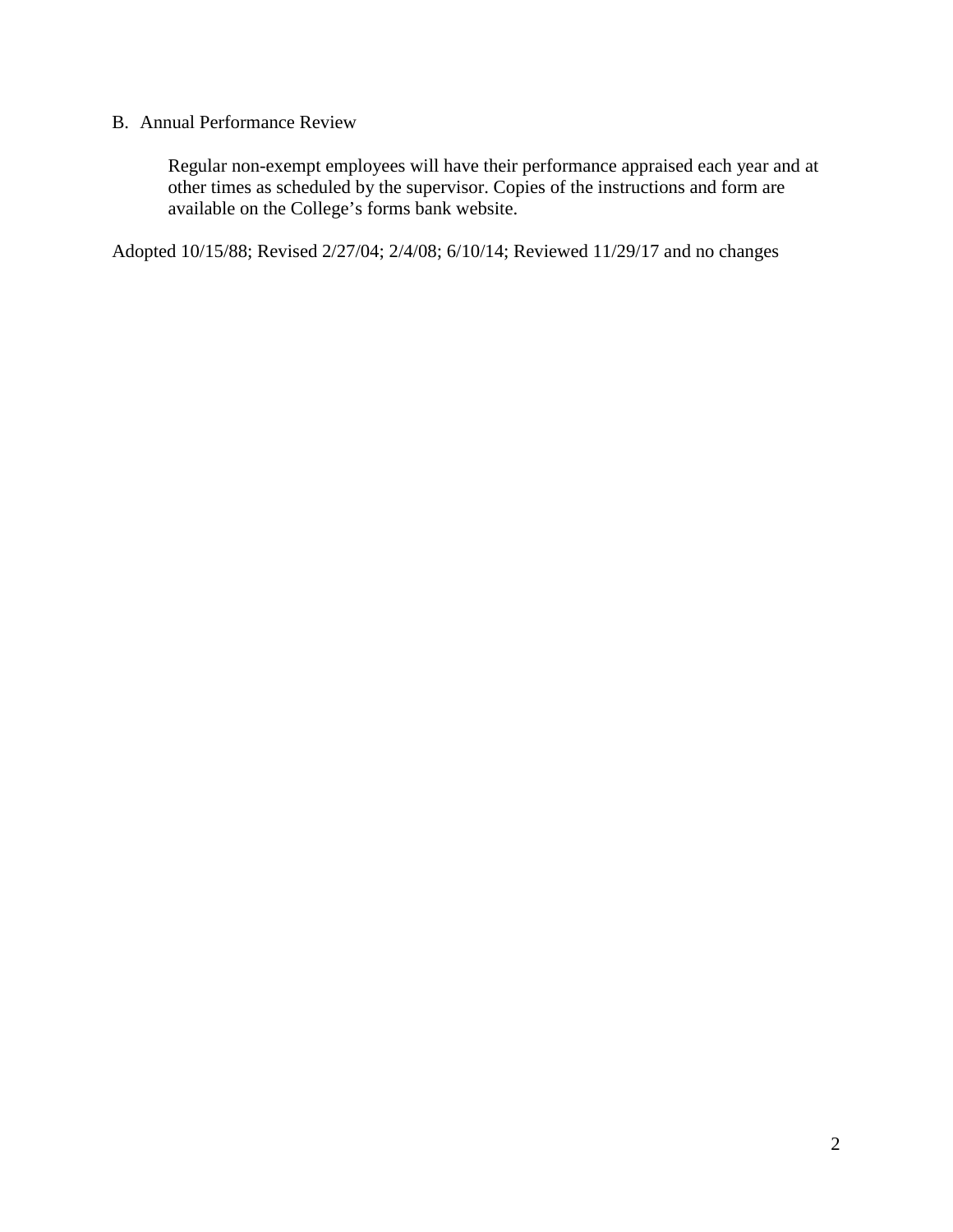B. Annual Performance Review

Regular non-exempt employees will have their performance appraised each year and at other times as scheduled by the supervisor. Copies of the instructions and form are available on the College's forms bank website.

Adopted 10/15/88; Revised 2/27/04; 2/4/08; 6/10/14; Reviewed 11/29/17 and no changes